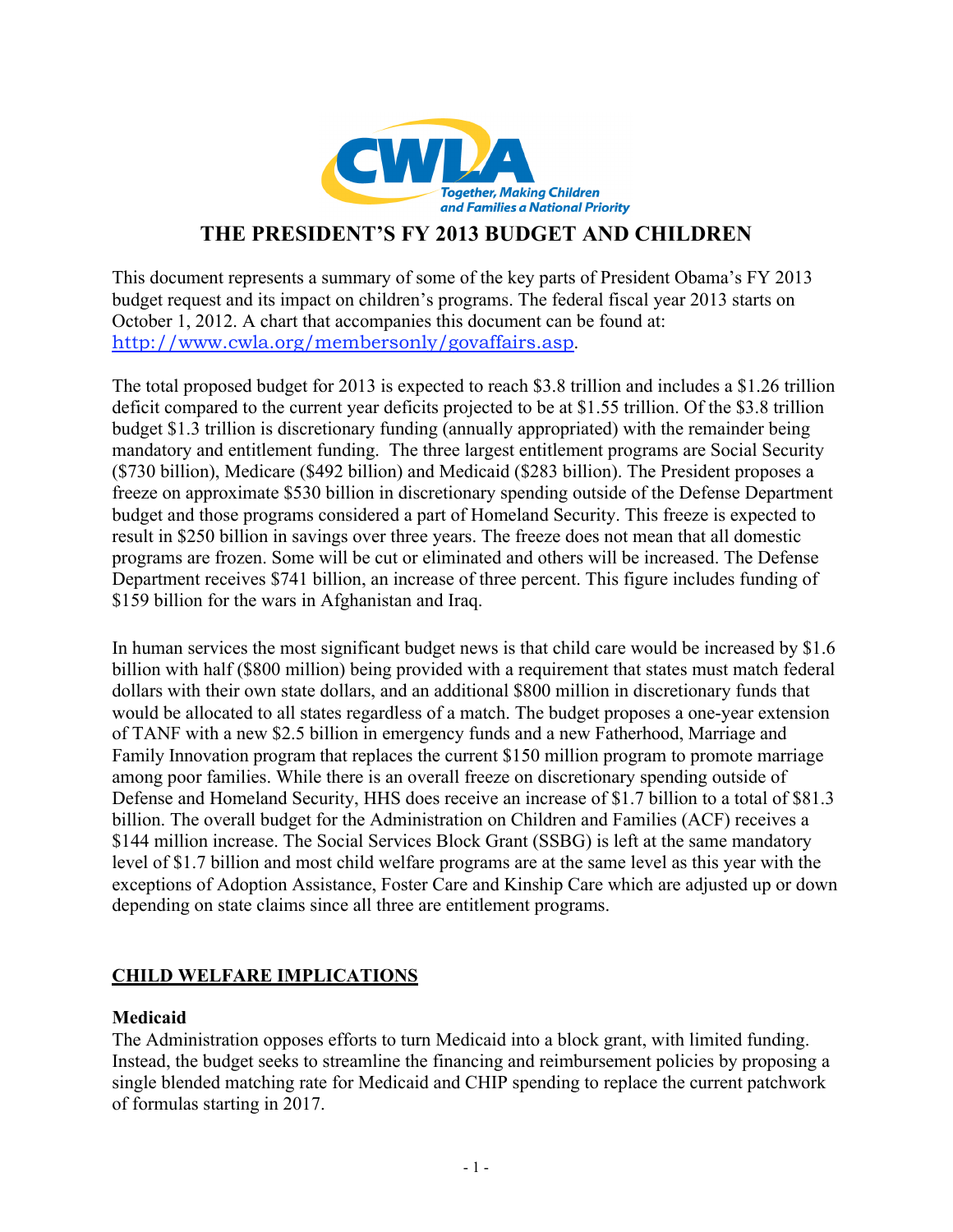CWLA

*Together, Making Children and Families a National Priority*

# THE PRESIDENT'S FY 2013 BUDGET AND CHILDREN

This document represents a summary of some of the key parts of President Obama's FY 2013 budget request and its impact on children's programs. The federal fiscal year 2013 starts on October 1, 2012. A chart that accompanies this document can be found at: [http://www.cwla.org/membersonly/govaffairs.asp](http://www.cwla.org/membersonly/govaffairs.asp).

The total proposed budget for 2013 is expected to reach $3.8 trillion and includes a $1.26 trillion deficit compared to the current year deficits projected to be at $1.55 trillion. Of the $3.8 trillion budget $1.3 trillion is discretionary funding (annually appropriated) with the remainder being mandatory and entitlement funding. The three largest entitlement programs are Social Security ($730 billion), Medicare ($492 billion) and Medicaid ($283 billion). The President proposes a freeze on approximate $530 billion in discretionary spending outside of the Defense Department budget and those programs considered a part of Homeland Security. This freeze is expected to result in $250 billion in savings over three years. The freeze does not mean that all domestic programs are frozen. Some will be cut or eliminated and others will be increased. The Defense Department receives $741 billion, an increase of three percent. This figure includes funding of $159 billion for the wars in Afghanistan and Iraq.

In human services the most significant budget news is that child care would be increased by $1.6 billion with half ($800 million) being provided with a requirement that states must match federal dollars with their own state dollars, and an additional $800 million in discretionary funds that would be allocated to all states regardless of a match. The budget proposes a one-year extension of TANF with a new $2.5 billion in emergency funds and a new Fatherhood, Marriage and Family Innovation program that replaces the current $150 million program to promote marriage among poor families. While there is an overall freeze on discretionary spending outside of Defense and Homeland Security, HHS does receive an increase of $1.7 billion to a total of $81.3 billion. The overall budget for the Administration on Children and Families (ACF) receives a $144 million increase. The Social Services Block Grant (SSBG) is left at the same mandatory level of $1.7 billion and most child welfare programs are at the same level as this year with the exceptions of Adoption Assistance, Foster Care and Kinship Care which are adjusted up or down depending on state claims since all three are entitlement programs.

## CHILD WELFARE IMPLICATIONS

### Medicaid

The Administration opposes efforts to turn Medicaid into a block grant, with limited funding. Instead, the budget seeks to streamline the financing and reimbursement policies by proposing a single blended matching rate for Medicaid and CHIP spending to replace the current patchwork of formulas starting in 2017.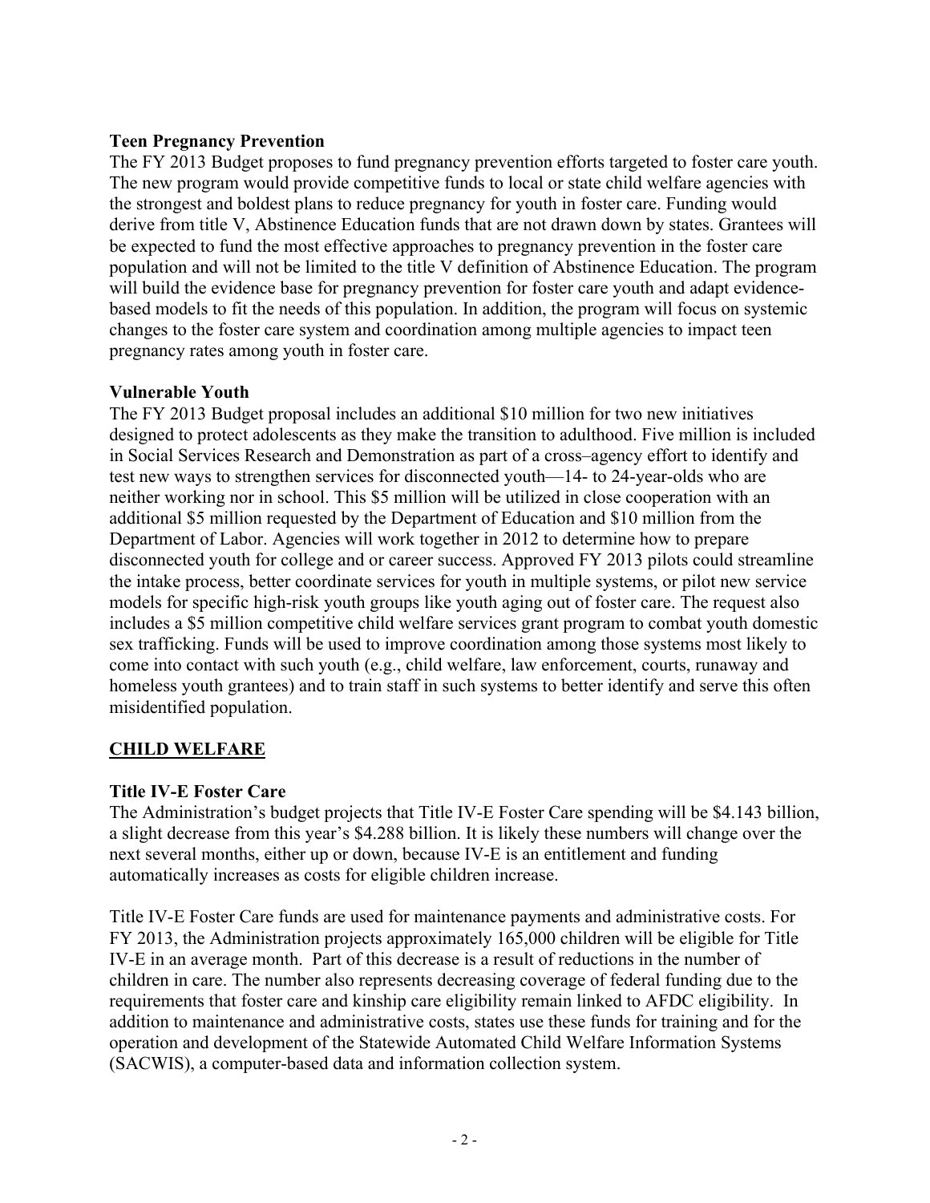### Teen Pregnancy Prevention

The FY 2013 Budget proposes to fund pregnancy prevention efforts targeted to foster care youth. The new program would provide competitive funds to local or state child welfare agencies with the strongest and boldest plans to reduce pregnancy for youth in foster care. Funding would derive from title V, Abstinence Education funds that are not drawn down by states. Grantees will be expected to fund the most effective approaches to pregnancy prevention in the foster care population and will not be limited to the title V definition of Abstinence Education. The program will build the evidence base for pregnancy prevention for foster care youth and adapt evidence-based models to fit the needs of this population. In addition, the program will focus on systemic changes to the foster care system and coordination among multiple agencies to impact teen pregnancy rates among youth in foster care.

### Vulnerable Youth

The FY 2013 Budget proposal includes an additional $10 million for two new initiatives designed to protect adolescents as they make the transition to adulthood. Five million is included in Social Services Research and Demonstration as part of a cross–agency effort to identify and test new ways to strengthen services for disconnected youth—14- to 24-year-olds who are neither working nor in school. This $5 million will be utilized in close cooperation with an additional $5 million requested by the Department of Education and $10 million from the Department of Labor. Agencies will work together in 2012 to determine how to prepare disconnected youth for college and or career success. Approved FY 2013 pilots could streamline the intake process, better coordinate services for youth in multiple systems, or pilot new service models for specific high-risk youth groups like youth aging out of foster care. The request also includes a $5 million competitive child welfare services grant program to combat youth domestic sex trafficking. Funds will be used to improve coordination among those systems most likely to come into contact with such youth (e.g., child welfare, law enforcement, courts, runaway and homeless youth grantees) and to train staff in such systems to better identify and serve this often misidentified population.

## CHILD WELFARE

### Title IV-E Foster Care

The Administration's budget projects that Title IV-E Foster Care spending will be $4.143 billion, a slight decrease from this year's $4.288 billion. It is likely these numbers will change over the next several months, either up or down, because IV-E is an entitlement and funding automatically increases as costs for eligible children increase.

Title IV-E Foster Care funds are used for maintenance payments and administrative costs. For FY 2013, the Administration projects approximately 165,000 children will be eligible for Title IV-E in an average month. Part of this decrease is a result of reductions in the number of children in care. The number also represents decreasing coverage of federal funding due to the requirements that foster care and kinship care eligibility remain linked to AFDC eligibility. In addition to maintenance and administrative costs, states use these funds for training and for the operation and development of the Statewide Automated Child Welfare Information Systems (SACWIS), a computer-based data and information collection system.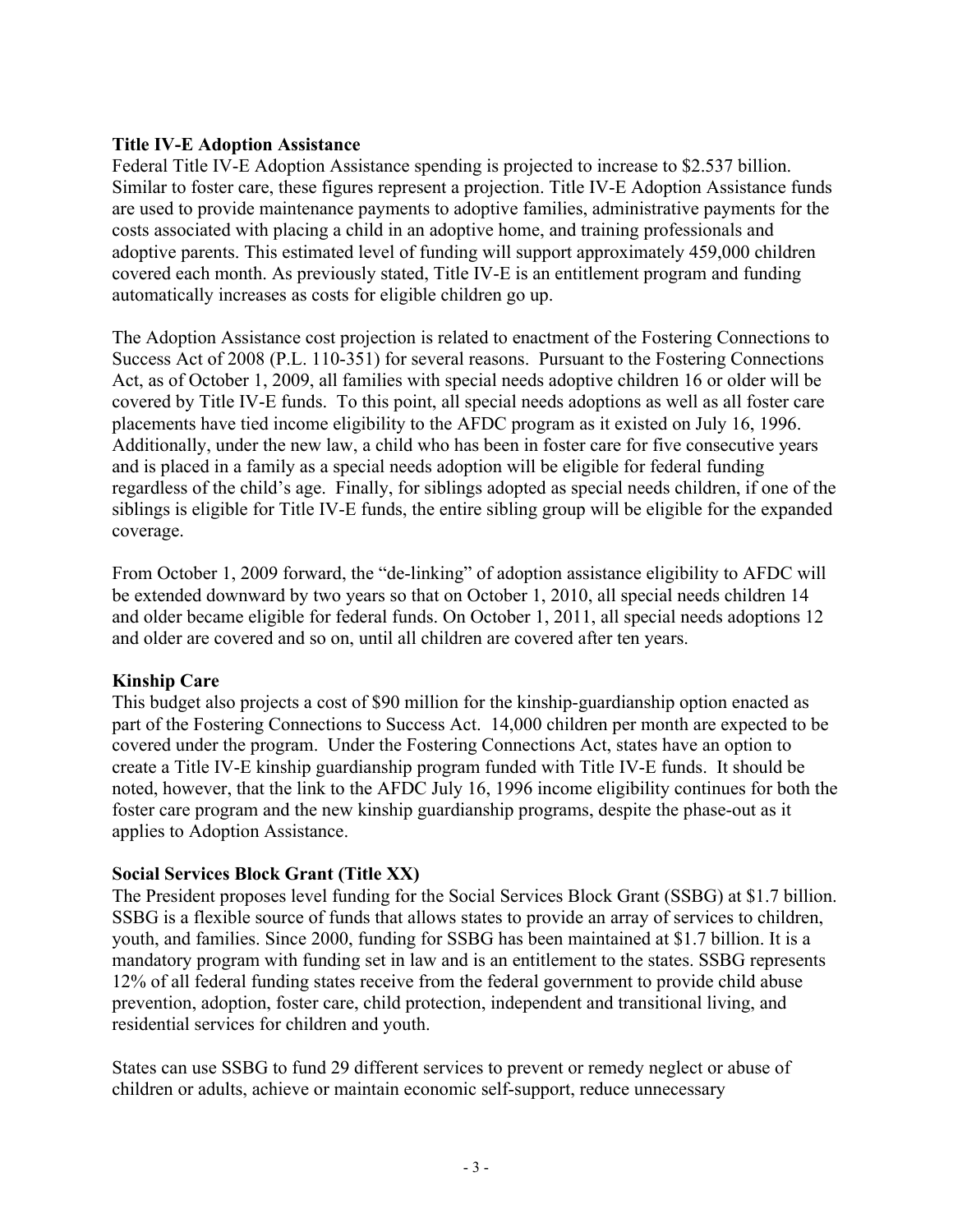**Title IV-E Adoption Assistance**

Federal Title IV-E Adoption Assistance spending is projected to increase to $2.537 billion. Similar to foster care, these figures represent a projection. Title IV-E Adoption Assistance funds are used to provide maintenance payments to adoptive families, administrative payments for the costs associated with placing a child in an adoptive home, and training professionals and adoptive parents. This estimated level of funding will support approximately 459,000 children covered each month. As previously stated, Title IV-E is an entitlement program and funding automatically increases as costs for eligible children go up.

The Adoption Assistance cost projection is related to enactment of the Fostering Connections to Success Act of 2008 (P.L. 110-351) for several reasons. Pursuant to the Fostering Connections Act, as of October 1, 2009, all families with special needs adoptive children 16 or older will be covered by Title IV-E funds. To this point, all special needs adoptions as well as all foster care placements have tied income eligibility to the AFDC program as it existed on July 16, 1996. Additionally, under the new law, a child who has been in foster care for five consecutive years and is placed in a family as a special needs adoption will be eligible for federal funding regardless of the child's age. Finally, for siblings adopted as special needs children, if one of the siblings is eligible for Title IV-E funds, the entire sibling group will be eligible for the expanded coverage.

From October 1, 2009 forward, the "de-linking" of adoption assistance eligibility to AFDC will be extended downward by two years so that on October 1, 2010, all special needs children 14 and older became eligible for federal funds. On October 1, 2011, all special needs adoptions 12 and older are covered and so on, until all children are covered after ten years.

**Kinship Care**

This budget also projects a cost of $90 million for the kinship-guardianship option enacted as part of the Fostering Connections to Success Act. 14,000 children per month are expected to be covered under the program. Under the Fostering Connections Act, states have an option to create a Title IV-E kinship guardianship program funded with Title IV-E funds. It should be noted, however, that the link to the AFDC July 16, 1996 income eligibility continues for both the foster care program and the new kinship guardianship programs, despite the phase-out as it applies to Adoption Assistance.

**Social Services Block Grant (Title XX)**

The President proposes level funding for the Social Services Block Grant (SSBG) at $1.7 billion. SSBG is a flexible source of funds that allows states to provide an array of services to children, youth, and families. Since 2000, funding for SSBG has been maintained at $1.7 billion. It is a mandatory program with funding set in law and is an entitlement to the states. SSBG represents 12% of all federal funding states receive from the federal government to provide child abuse prevention, adoption, foster care, child protection, independent and transitional living, and residential services for children and youth.

States can use SSBG to fund 29 different services to prevent or remedy neglect or abuse of children or adults, achieve or maintain economic self-support, reduce unnecessary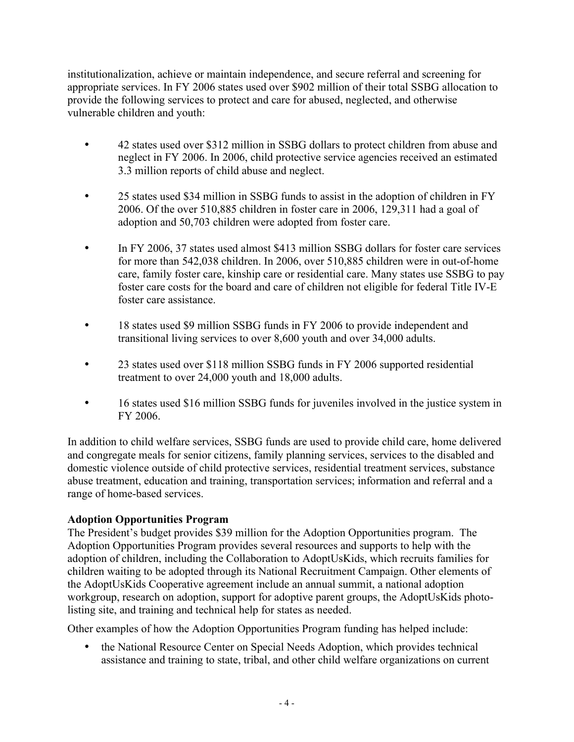institutionalization, achieve or maintain independence, and secure referral and screening for appropriate services. In FY 2006 states used over $902 million of their total SSBG allocation to provide the following services to protect and care for abused, neglected, and otherwise vulnerable children and youth:

- 42 states used over $312 million in SSBG dollars to protect children from abuse and neglect in FY 2006. In 2006, child protective service agencies received an estimated 3.3 million reports of child abuse and neglect.
- 25 states used $34 million in SSBG funds to assist in the adoption of children in FY 2006. Of the over 510,885 children in foster care in 2006, 129,311 had a goal of adoption and 50,703 children were adopted from foster care.
- In FY 2006, 37 states used almost $413 million SSBG dollars for foster care services for more than 542,038 children. In 2006, over 510,885 children were in out-of-home care, family foster care, kinship care or residential care. Many states use SSBG to pay foster care costs for the board and care of children not eligible for federal Title IV-E foster care assistance.
- 18 states used $9 million SSBG funds in FY 2006 to provide independent and transitional living services to over 8,600 youth and over 34,000 adults.
- 23 states used over $118 million SSBG funds in FY 2006 supported residential treatment to over 24,000 youth and 18,000 adults.
- 16 states used $16 million SSBG funds for juveniles involved in the justice system in FY 2006.

In addition to child welfare services, SSBG funds are used to provide child care, home delivered and congregate meals for senior citizens, family planning services, services to the disabled and domestic violence outside of child protective services, residential treatment services, substance abuse treatment, education and training, transportation services; information and referral and a range of home-based services.

**Adoption Opportunities Program**

The President's budget provides $39 million for the Adoption Opportunities program. The Adoption Opportunities Program provides several resources and supports to help with the adoption of children, including the Collaboration to AdoptUsKids, which recruits families for children waiting to be adopted through its National Recruitment Campaign. Other elements of the AdoptUsKids Cooperative agreement include an annual summit, a national adoption workgroup, research on adoption, support for adoptive parent groups, the AdoptUsKids photo-listing site, and training and technical help for states as needed.

Other examples of how the Adoption Opportunities Program funding has helped include:

- the National Resource Center on Special Needs Adoption, which provides technical assistance and training to state, tribal, and other child welfare organizations on current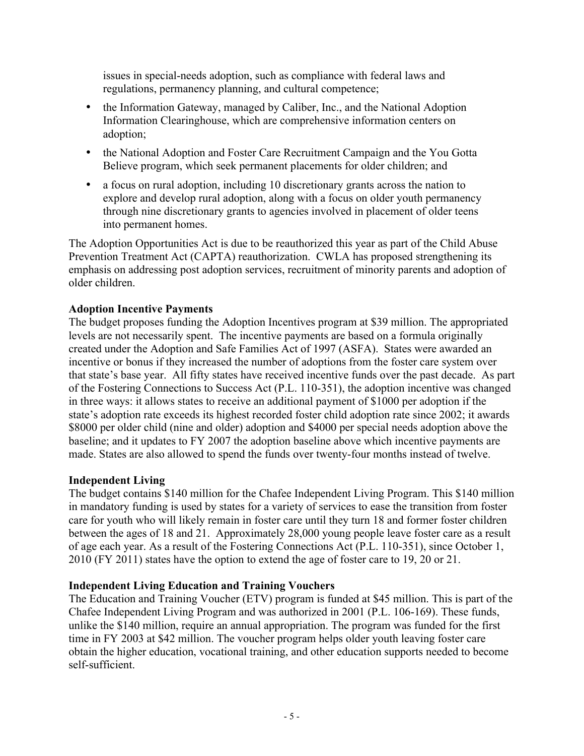issues in special-needs adoption, such as compliance with federal laws and regulations, permanency planning, and cultural competence;

- the Information Gateway, managed by Caliber, Inc., and the National Adoption Information Clearinghouse, which are comprehensive information centers on adoption;
- the National Adoption and Foster Care Recruitment Campaign and the You Gotta Believe program, which seek permanent placements for older children; and
- a focus on rural adoption, including 10 discretionary grants across the nation to explore and develop rural adoption, along with a focus on older youth permanency through nine discretionary grants to agencies involved in placement of older teens into permanent homes.

The Adoption Opportunities Act is due to be reauthorized this year as part of the Child Abuse Prevention Treatment Act (CAPTA) reauthorization. CWLA has proposed strengthening its emphasis on addressing post adoption services, recruitment of minority parents and adoption of older children.

**Adoption Incentive Payments**

The budget proposes funding the Adoption Incentives program at $39 million. The appropriated levels are not necessarily spent. The incentive payments are based on a formula originally created under the Adoption and Safe Families Act of 1997 (ASFA). States were awarded an incentive or bonus if they increased the number of adoptions from the foster care system over that state's base year. All fifty states have received incentive funds over the past decade. As part of the Fostering Connections to Success Act (P.L. 110-351), the adoption incentive was changed in three ways: it allows states to receive an additional payment of $1000 per adoption if the state's adoption rate exceeds its highest recorded foster child adoption rate since 2002; it awards $8000 per older child (nine and older) adoption and $4000 per special needs adoption above the baseline; and it updates to FY 2007 the adoption baseline above which incentive payments are made. States are also allowed to spend the funds over twenty-four months instead of twelve.

**Independent Living**

The budget contains $140 million for the Chafee Independent Living Program. This $140 million in mandatory funding is used by states for a variety of services to ease the transition from foster care for youth who will likely remain in foster care until they turn 18 and former foster children between the ages of 18 and 21. Approximately 28,000 young people leave foster care as a result of age each year. As a result of the Fostering Connections Act (P.L. 110-351), since October 1, 2010 (FY 2011) states have the option to extend the age of foster care to 19, 20 or 21.

**Independent Living Education and Training Vouchers**

The Education and Training Voucher (ETV) program is funded at $45 million. This is part of the Chafee Independent Living Program and was authorized in 2001 (P.L. 106-169). These funds, unlike the $140 million, require an annual appropriation. The program was funded for the first time in FY 2003 at $42 million. The voucher program helps older youth leaving foster care obtain the higher education, vocational training, and other education supports needed to become self-sufficient.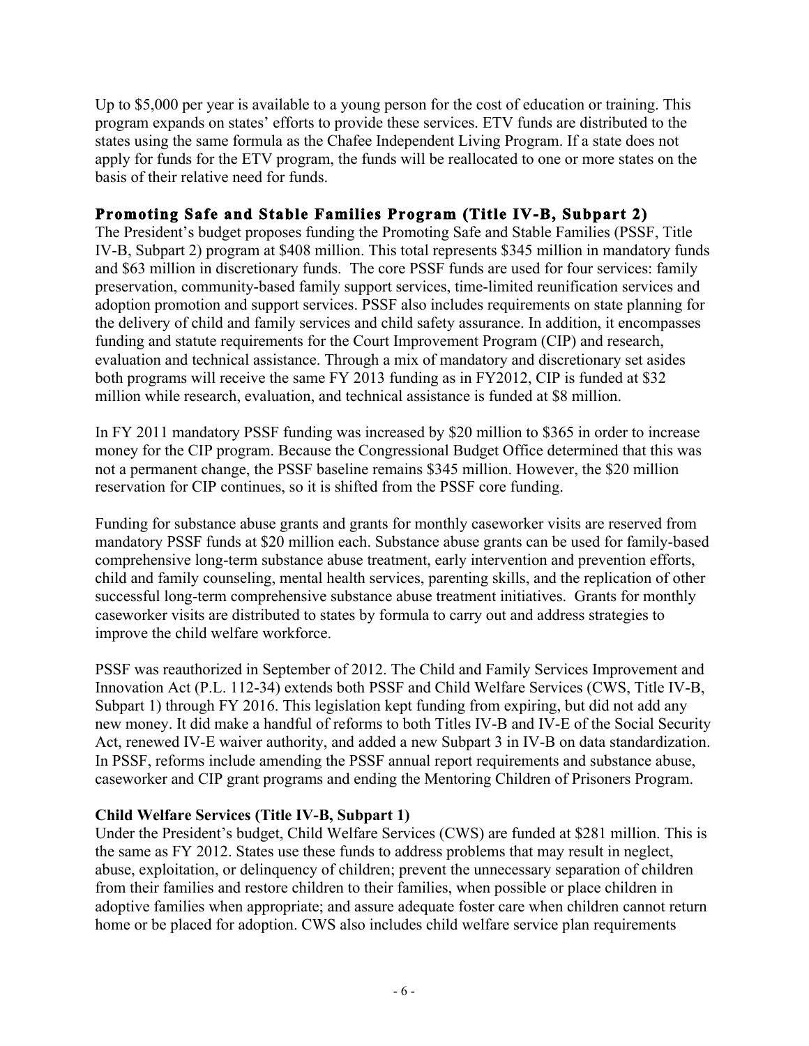Up to $5,000 per year is available to a young person for the cost of education or training. This program expands on states' efforts to provide these services. ETV funds are distributed to the states using the same formula as the Chafee Independent Living Program. If a state does not apply for funds for the ETV program, the funds will be reallocated to one or more states on the basis of their relative need for funds.

### Promoting Safe and Stable Families Program (Title IV-B, Subpart 2)

The President's budget proposes funding the Promoting Safe and Stable Families (PSSF, Title IV-B, Subpart 2) program at $408 million. This total represents $345 million in mandatory funds and $63 million in discretionary funds. The core PSSF funds are used for four services: family preservation, community-based family support services, time-limited reunification services and adoption promotion and support services. PSSF also includes requirements on state planning for the delivery of child and family services and child safety assurance. In addition, it encompasses funding and statute requirements for the Court Improvement Program (CIP) and research, evaluation and technical assistance. Through a mix of mandatory and discretionary set asides both programs will receive the same FY 2013 funding as in FY2012, CIP is funded at $32 million while research, evaluation, and technical assistance is funded at $8 million.

In FY 2011 mandatory PSSF funding was increased by $20 million to $365 in order to increase money for the CIP program. Because the Congressional Budget Office determined that this was not a permanent change, the PSSF baseline remains $345 million. However, the $20 million reservation for CIP continues, so it is shifted from the PSSF core funding.

Funding for substance abuse grants and grants for monthly caseworker visits are reserved from mandatory PSSF funds at $20 million each. Substance abuse grants can be used for family-based comprehensive long-term substance abuse treatment, early intervention and prevention efforts, child and family counseling, mental health services, parenting skills, and the replication of other successful long-term comprehensive substance abuse treatment initiatives. Grants for monthly caseworker visits are distributed to states by formula to carry out and address strategies to improve the child welfare workforce.

PSSF was reauthorized in September of 2012. The Child and Family Services Improvement and Innovation Act (P.L. 112-34) extends both PSSF and Child Welfare Services (CWS, Title IV-B, Subpart 1) through FY 2016. This legislation kept funding from expiring, but did not add any new money. It did make a handful of reforms to both Titles IV-B and IV-E of the Social Security Act, renewed IV-E waiver authority, and added a new Subpart 3 in IV-B on data standardization. In PSSF, reforms include amending the PSSF annual report requirements and substance abuse, caseworker and CIP grant programs and ending the Mentoring Children of Prisoners Program.

**Child Welfare Services (Title IV-B, Subpart 1)**

Under the President's budget, Child Welfare Services (CWS) are funded at $281 million. This is the same as FY 2012. States use these funds to address problems that may result in neglect, abuse, exploitation, or delinquency of children; prevent the unnecessary separation of children from their families and restore children to their families, when possible or place children in adoptive families when appropriate; and assure adequate foster care when children cannot return home or be placed for adoption. CWS also includes child welfare service plan requirements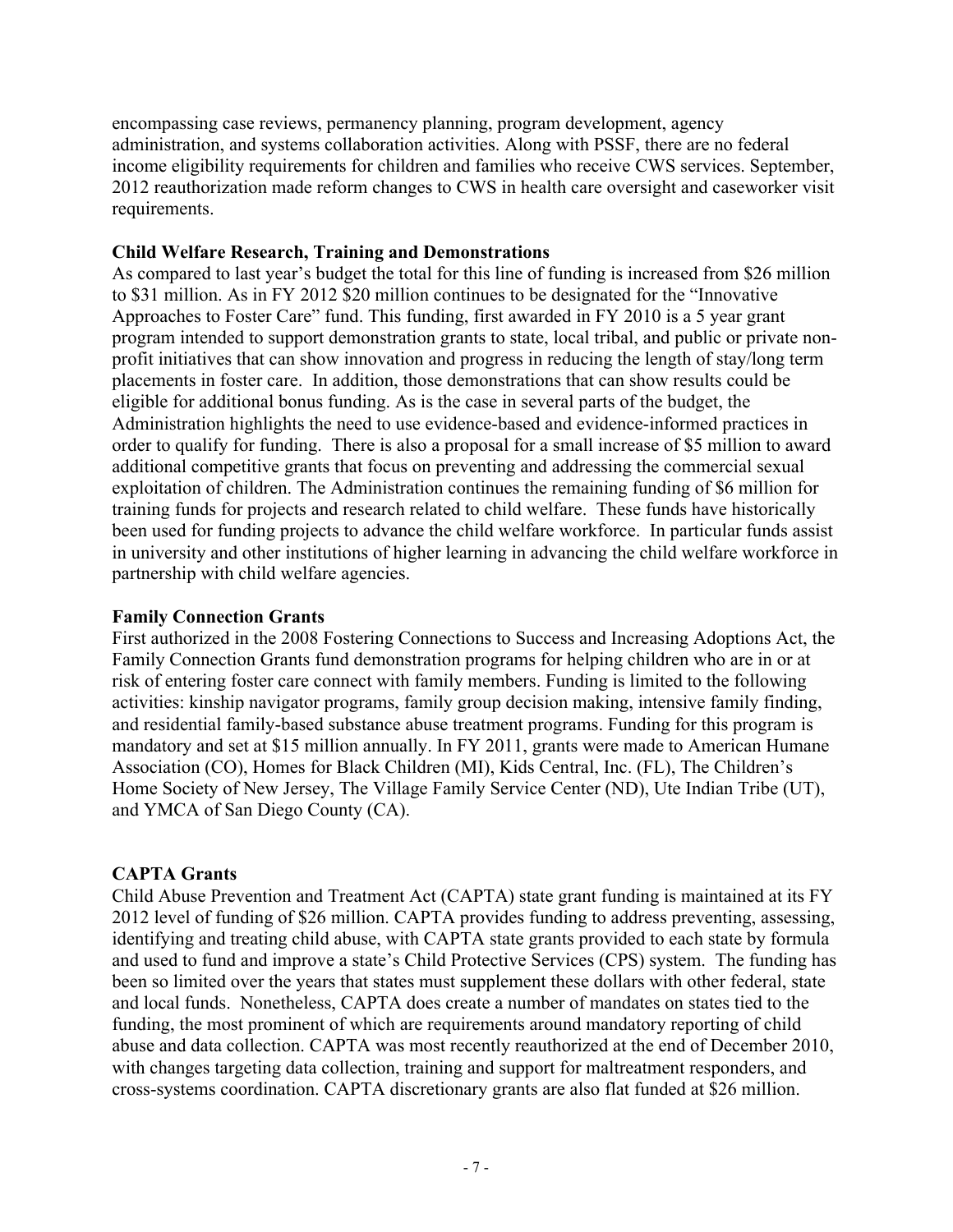encompassing case reviews, permanency planning, program development, agency administration, and systems collaboration activities. Along with PSSF, there are no federal income eligibility requirements for children and families who receive CWS services. September, 2012 reauthorization made reform changes to CWS in health care oversight and caseworker visit requirements.

**Child Welfare Research, Training and Demonstrations**

As compared to last year's budget the total for this line of funding is increased from $26 million to $31 million. As in FY 2012 $20 million continues to be designated for the "Innovative Approaches to Foster Care" fund. This funding, first awarded in FY 2010 is a 5 year grant program intended to support demonstration grants to state, local tribal, and public or private non-profit initiatives that can show innovation and progress in reducing the length of stay/long term placements in foster care. In addition, those demonstrations that can show results could be eligible for additional bonus funding. As is the case in several parts of the budget, the Administration highlights the need to use evidence-based and evidence-informed practices in order to qualify for funding. There is also a proposal for a small increase of $5 million to award additional competitive grants that focus on preventing and addressing the commercial sexual exploitation of children. The Administration continues the remaining funding of $6 million for training funds for projects and research related to child welfare. These funds have historically been used for funding projects to advance the child welfare workforce. In particular funds assist in university and other institutions of higher learning in advancing the child welfare workforce in partnership with child welfare agencies.

**Family Connection Grants**

First authorized in the 2008 Fostering Connections to Success and Increasing Adoptions Act, the Family Connection Grants fund demonstration programs for helping children who are in or at risk of entering foster care connect with family members. Funding is limited to the following activities: kinship navigator programs, family group decision making, intensive family finding, and residential family-based substance abuse treatment programs. Funding for this program is mandatory and set at $15 million annually. In FY 2011, grants were made to American Humane Association (CO), Homes for Black Children (MI), Kids Central, Inc. (FL), The Children's Home Society of New Jersey, The Village Family Service Center (ND), Ute Indian Tribe (UT), and YMCA of San Diego County (CA).

**CAPTA Grants**

Child Abuse Prevention and Treatment Act (CAPTA) state grant funding is maintained at its FY 2012 level of funding of $26 million. CAPTA provides funding to address preventing, assessing, identifying and treating child abuse, with CAPTA state grants provided to each state by formula and used to fund and improve a state's Child Protective Services (CPS) system. The funding has been so limited over the years that states must supplement these dollars with other federal, state and local funds. Nonetheless, CAPTA does create a number of mandates on states tied to the funding, the most prominent of which are requirements around mandatory reporting of child abuse and data collection. CAPTA was most recently reauthorized at the end of December 2010, with changes targeting data collection, training and support for maltreatment responders, and cross-systems coordination. CAPTA discretionary grants are also flat funded at $26 million.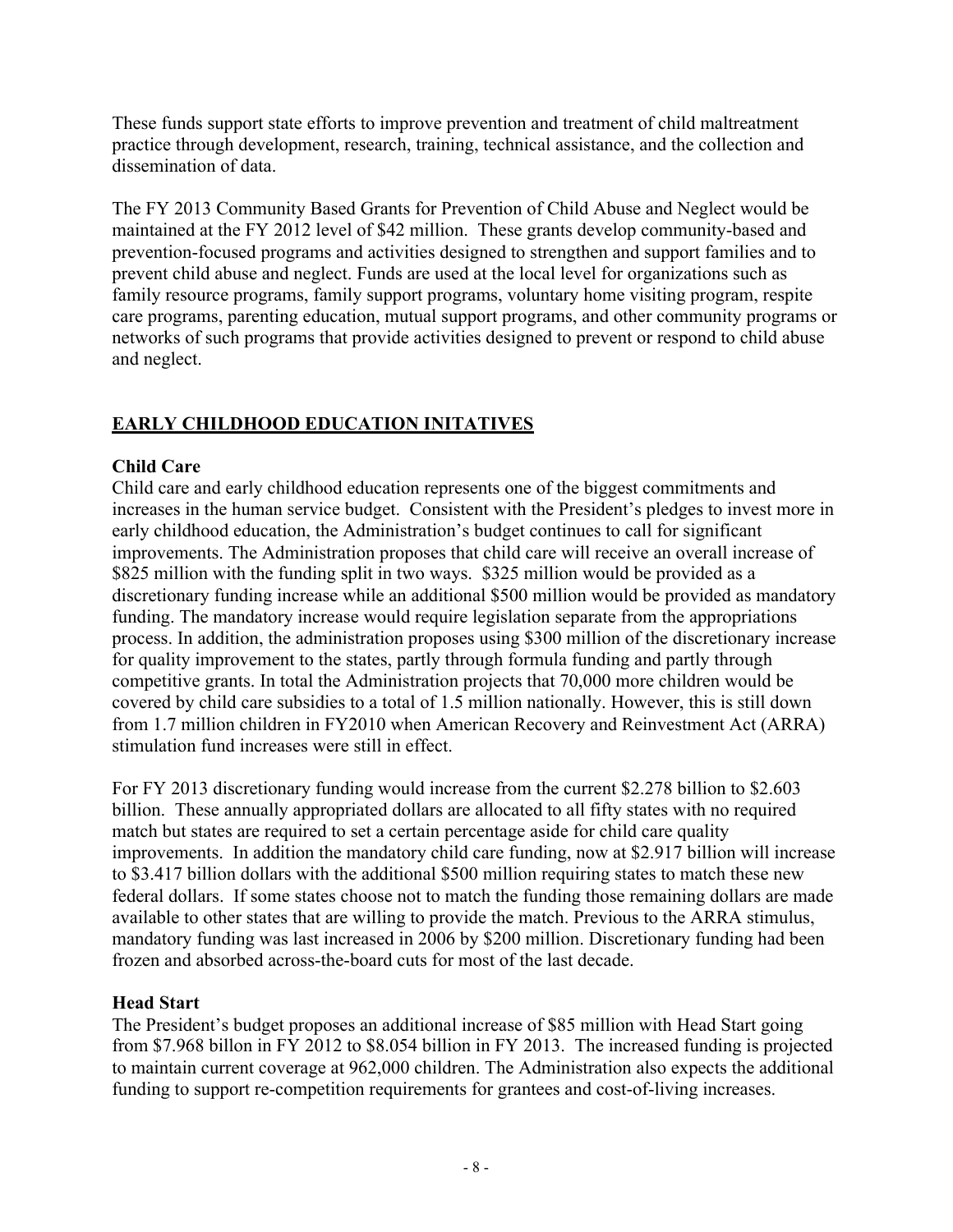These funds support state efforts to improve prevention and treatment of child maltreatment practice through development, research, training, technical assistance, and the collection and dissemination of data.

The FY 2013 Community Based Grants for Prevention of Child Abuse and Neglect would be maintained at the FY 2012 level of $42 million. These grants develop community-based and prevention-focused programs and activities designed to strengthen and support families and to prevent child abuse and neglect. Funds are used at the local level for organizations such as family resource programs, family support programs, voluntary home visiting program, respite care programs, parenting education, mutual support programs, and other community programs or networks of such programs that provide activities designed to prevent or respond to child abuse and neglect.

## EARLY CHILDHOOD EDUCATION INITATIVES

### Child Care

Child care and early childhood education represents one of the biggest commitments and increases in the human service budget. Consistent with the President's pledges to invest more in early childhood education, the Administration's budget continues to call for significant improvements. The Administration proposes that child care will receive an overall increase of $825 million with the funding split in two ways. $325 million would be provided as a discretionary funding increase while an additional $500 million would be provided as mandatory funding. The mandatory increase would require legislation separate from the appropriations process. In addition, the administration proposes using $300 million of the discretionary increase for quality improvement to the states, partly through formula funding and partly through competitive grants. In total the Administration projects that 70,000 more children would be covered by child care subsidies to a total of 1.5 million nationally. However, this is still down from 1.7 million children in FY2010 when American Recovery and Reinvestment Act (ARRA) stimulation fund increases were still in effect.

For FY 2013 discretionary funding would increase from the current $2.278 billion to $2.603 billion. These annually appropriated dollars are allocated to all fifty states with no required match but states are required to set a certain percentage aside for child care quality improvements. In addition the mandatory child care funding, now at $2.917 billion will increase to $3.417 billion dollars with the additional $500 million requiring states to match these new federal dollars. If some states choose not to match the funding those remaining dollars are made available to other states that are willing to provide the match. Previous to the ARRA stimulus, mandatory funding was last increased in 2006 by $200 million. Discretionary funding had been frozen and absorbed across-the-board cuts for most of the last decade.

### Head Start

The President's budget proposes an additional increase of $85 million with Head Start going from $7.968 billon in FY 2012 to $8.054 billion in FY 2013. The increased funding is projected to maintain current coverage at 962,000 children. The Administration also expects the additional funding to support re-competition requirements for grantees and cost-of-living increases.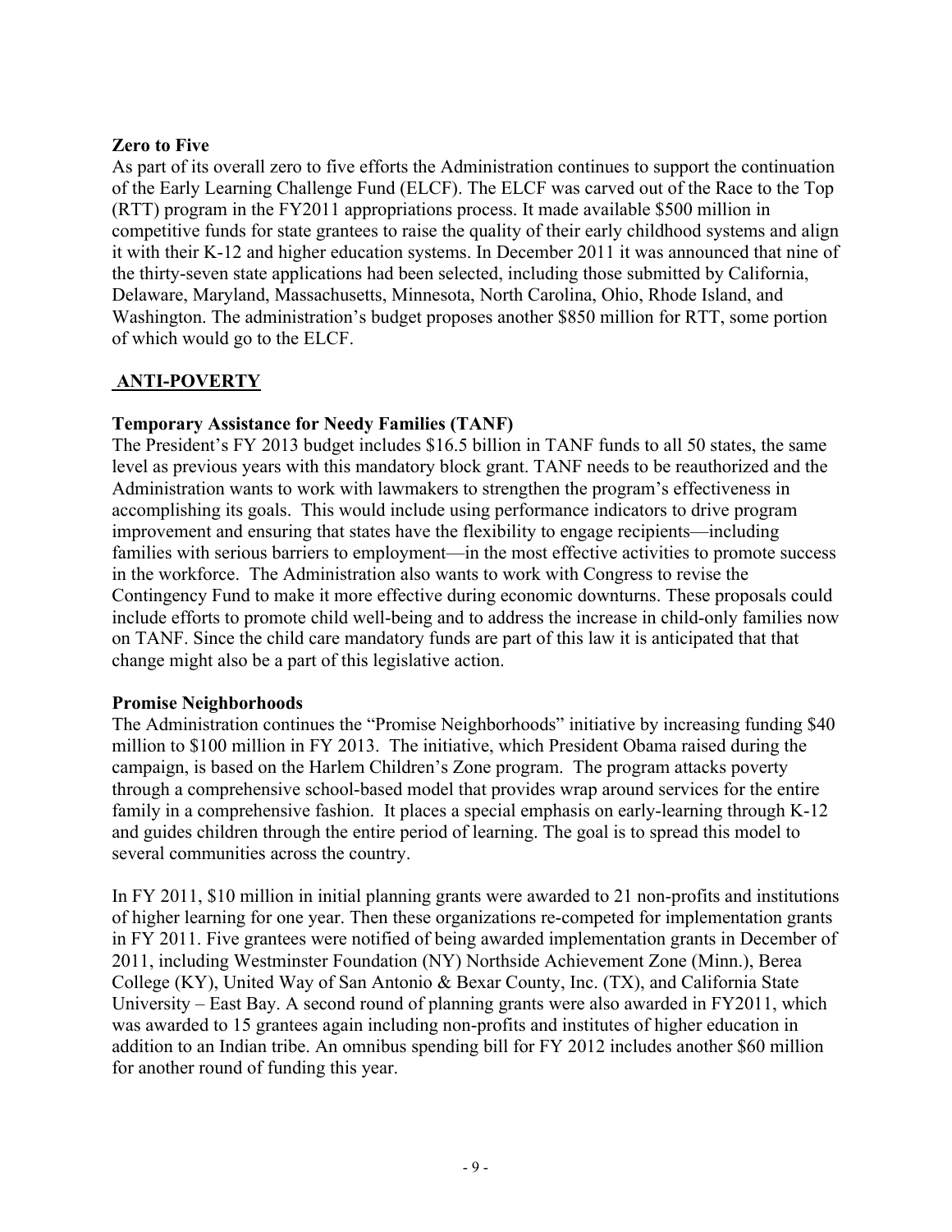**Zero to Five**

As part of its overall zero to five efforts the Administration continues to support the continuation of the Early Learning Challenge Fund (ELCF). The ELCF was carved out of the Race to the Top (RTT) program in the FY2011 appropriations process. It made available $500 million in competitive funds for state grantees to raise the quality of their early childhood systems and align it with their K-12 and higher education systems. In December 2011 it was announced that nine of the thirty-seven state applications had been selected, including those submitted by California, Delaware, Maryland, Massachusetts, Minnesota, North Carolina, Ohio, Rhode Island, and Washington. The administration's budget proposes another $850 million for RTT, some portion of which would go to the ELCF.

## ANTI-POVERTY

**Temporary Assistance for Needy Families (TANF)**

The President's FY 2013 budget includes $16.5 billion in TANF funds to all 50 states, the same level as previous years with this mandatory block grant. TANF needs to be reauthorized and the Administration wants to work with lawmakers to strengthen the program's effectiveness in accomplishing its goals. This would include using performance indicators to drive program improvement and ensuring that states have the flexibility to engage recipients—including families with serious barriers to employment—in the most effective activities to promote success in the workforce. The Administration also wants to work with Congress to revise the Contingency Fund to make it more effective during economic downturns. These proposals could include efforts to promote child well-being and to address the increase in child-only families now on TANF. Since the child care mandatory funds are part of this law it is anticipated that that change might also be a part of this legislative action.

**Promise Neighborhoods**

The Administration continues the "Promise Neighborhoods" initiative by increasing funding $40 million to $100 million in FY 2013. The initiative, which President Obama raised during the campaign, is based on the Harlem Children's Zone program. The program attacks poverty through a comprehensive school-based model that provides wrap around services for the entire family in a comprehensive fashion. It places a special emphasis on early-learning through K-12 and guides children through the entire period of learning. The goal is to spread this model to several communities across the country.

In FY 2011, $10 million in initial planning grants were awarded to 21 non-profits and institutions of higher learning for one year. Then these organizations re-competed for implementation grants in FY 2011. Five grantees were notified of being awarded implementation grants in December of 2011, including Westminster Foundation (NY) Northside Achievement Zone (Minn.), Berea College (KY), United Way of San Antonio & Bexar County, Inc. (TX), and California State University – East Bay. A second round of planning grants were also awarded in FY2011, which was awarded to 15 grantees again including non-profits and institutes of higher education in addition to an Indian tribe. An omnibus spending bill for FY 2012 includes another $60 million for another round of funding this year.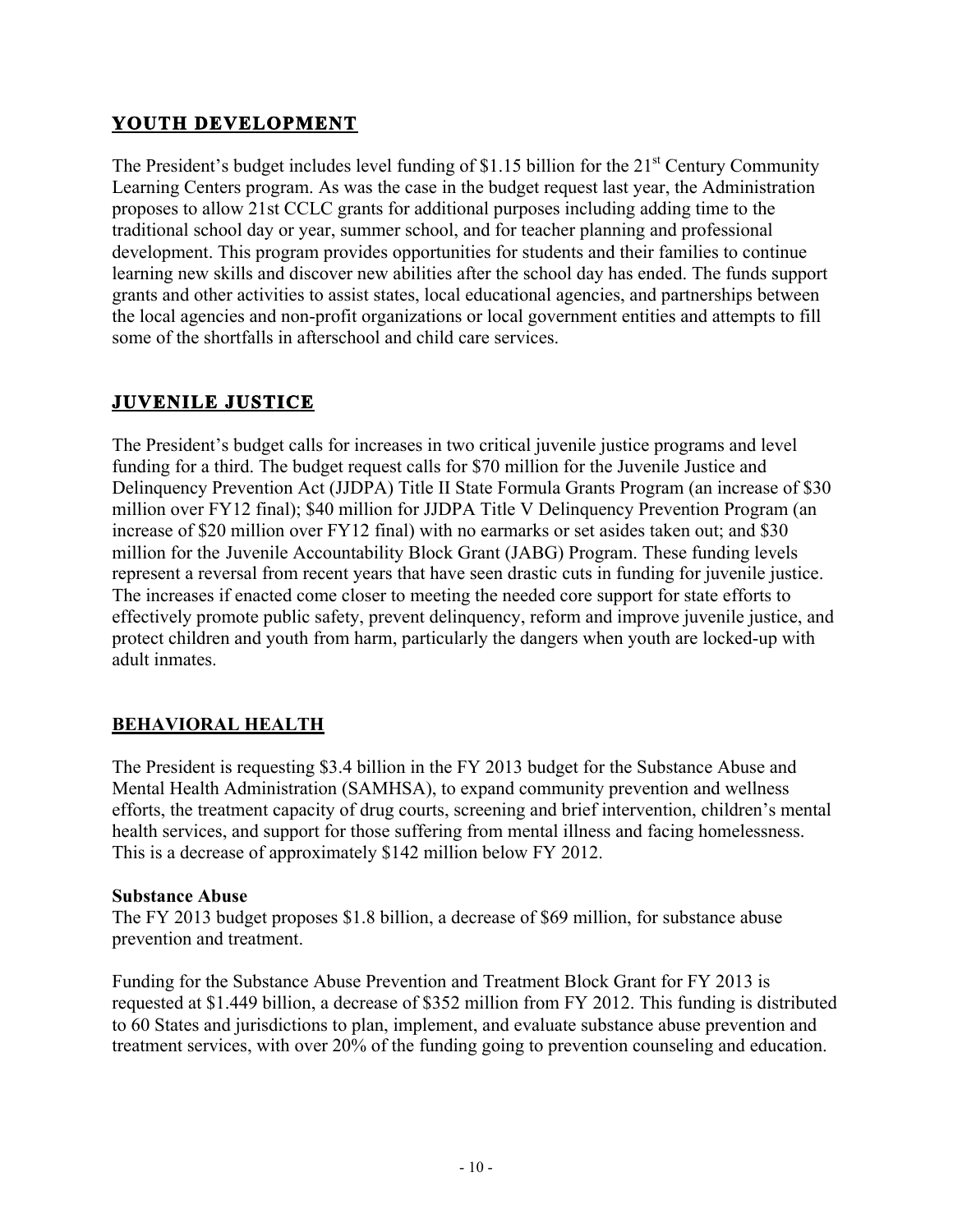## YOUTH DEVELOPMENT

The President's budget includes level funding of $1.15 billion for the 21st Century Community Learning Centers program. As was the case in the budget request last year, the Administration proposes to allow 21st CCLC grants for additional purposes including adding time to the traditional school day or year, summer school, and for teacher planning and professional development. This program provides opportunities for students and their families to continue learning new skills and discover new abilities after the school day has ended. The funds support grants and other activities to assist states, local educational agencies, and partnerships between the local agencies and non-profit organizations or local government entities and attempts to fill some of the shortfalls in afterschool and child care services.

## JUVENILE JUSTICE

The President's budget calls for increases in two critical juvenile justice programs and level funding for a third. The budget request calls for $70 million for the Juvenile Justice and Delinquency Prevention Act (JJDPA) Title II State Formula Grants Program (an increase of $30 million over FY12 final); $40 million for JJDPA Title V Delinquency Prevention Program (an increase of $20 million over FY12 final) with no earmarks or set asides taken out; and $30 million for the Juvenile Accountability Block Grant (JABG) Program. These funding levels represent a reversal from recent years that have seen drastic cuts in funding for juvenile justice. The increases if enacted come closer to meeting the needed core support for state efforts to effectively promote public safety, prevent delinquency, reform and improve juvenile justice, and protect children and youth from harm, particularly the dangers when youth are locked-up with adult inmates.

## BEHAVIORAL HEALTH

The President is requesting $3.4 billion in the FY 2013 budget for the Substance Abuse and Mental Health Administration (SAMHSA), to expand community prevention and wellness efforts, the treatment capacity of drug courts, screening and brief intervention, children's mental health services, and support for those suffering from mental illness and facing homelessness. This is a decrease of approximately $142 million below FY 2012.

**Substance Abuse**

The FY 2013 budget proposes $1.8 billion, a decrease of $69 million, for substance abuse prevention and treatment.

Funding for the Substance Abuse Prevention and Treatment Block Grant for FY 2013 is requested at $1.449 billion, a decrease of $352 million from FY 2012. This funding is distributed to 60 States and jurisdictions to plan, implement, and evaluate substance abuse prevention and treatment services, with over 20% of the funding going to prevention counseling and education.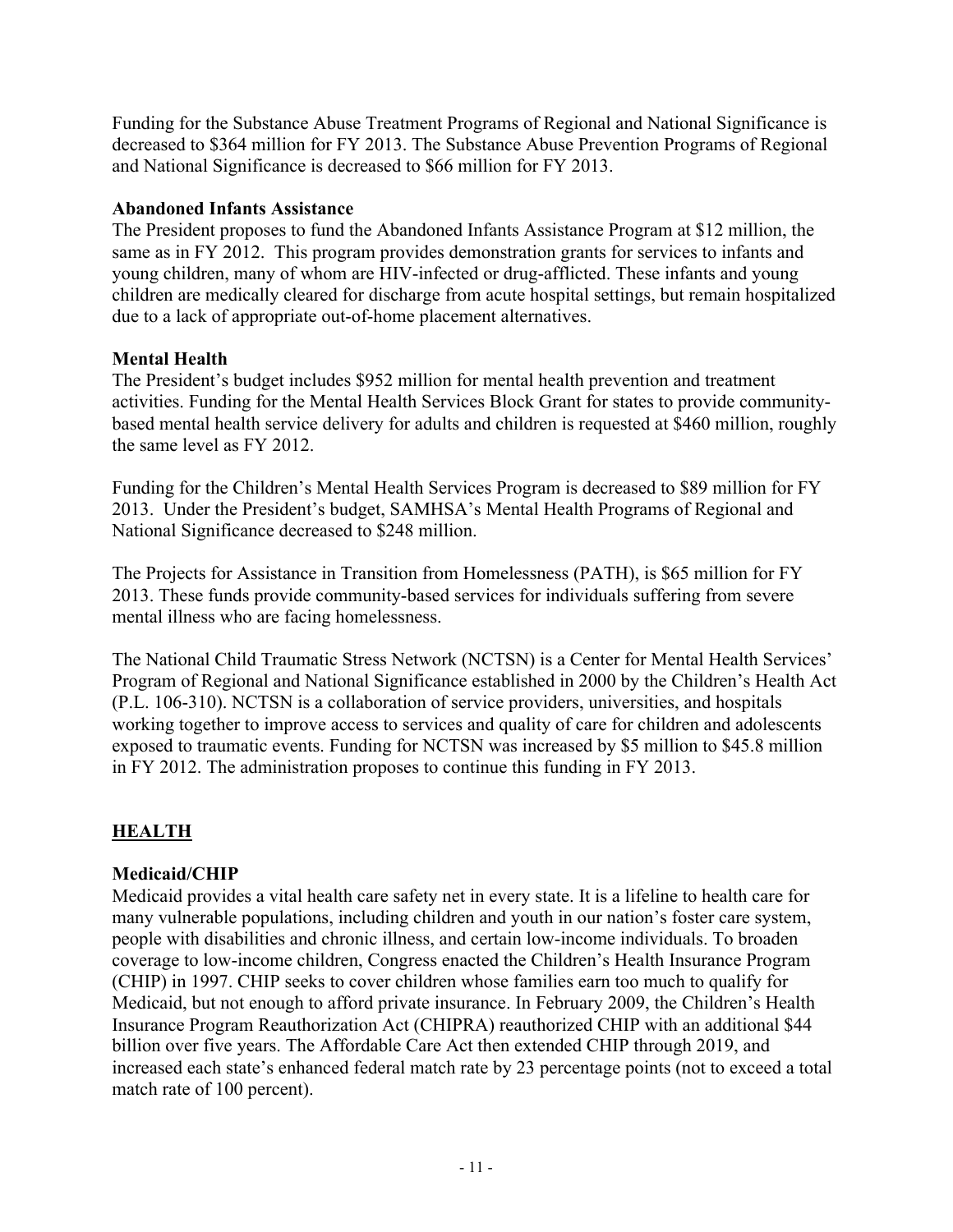Funding for the Substance Abuse Treatment Programs of Regional and National Significance is decreased to $364 million for FY 2013. The Substance Abuse Prevention Programs of Regional and National Significance is decreased to $66 million for FY 2013.

**Abandoned Infants Assistance**

The President proposes to fund the Abandoned Infants Assistance Program at $12 million, the same as in FY 2012. This program provides demonstration grants for services to infants and young children, many of whom are HIV-infected or drug-afflicted. These infants and young children are medically cleared for discharge from acute hospital settings, but remain hospitalized due to a lack of appropriate out-of-home placement alternatives.

**Mental Health**

The President's budget includes $952 million for mental health prevention and treatment activities. Funding for the Mental Health Services Block Grant for states to provide community-based mental health service delivery for adults and children is requested at $460 million, roughly the same level as FY 2012.

Funding for the Children's Mental Health Services Program is decreased to $89 million for FY 2013. Under the President's budget, SAMHSA's Mental Health Programs of Regional and National Significance decreased to $248 million.

The Projects for Assistance in Transition from Homelessness (PATH), is $65 million for FY 2013. These funds provide community-based services for individuals suffering from severe mental illness who are facing homelessness.

The National Child Traumatic Stress Network (NCTSN) is a Center for Mental Health Services' Program of Regional and National Significance established in 2000 by the Children's Health Act (P.L. 106-310). NCTSN is a collaboration of service providers, universities, and hospitals working together to improve access to services and quality of care for children and adolescents exposed to traumatic events. Funding for NCTSN was increased by $5 million to $45.8 million in FY 2012. The administration proposes to continue this funding in FY 2013.

## HEALTH

**Medicaid/CHIP**

Medicaid provides a vital health care safety net in every state. It is a lifeline to health care for many vulnerable populations, including children and youth in our nation's foster care system, people with disabilities and chronic illness, and certain low-income individuals. To broaden coverage to low-income children, Congress enacted the Children's Health Insurance Program (CHIP) in 1997. CHIP seeks to cover children whose families earn too much to qualify for Medicaid, but not enough to afford private insurance. In February 2009, the Children's Health Insurance Program Reauthorization Act (CHIPRA) reauthorized CHIP with an additional $44 billion over five years. The Affordable Care Act then extended CHIP through 2019, and increased each state's enhanced federal match rate by 23 percentage points (not to exceed a total match rate of 100 percent).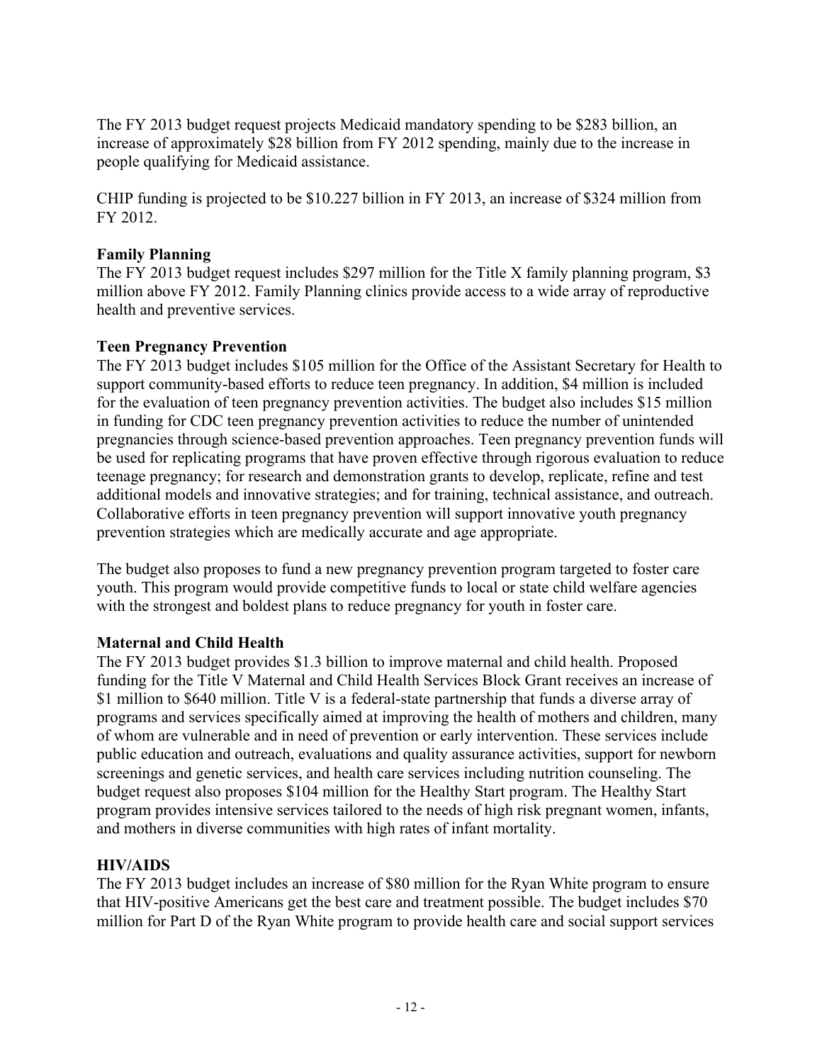The FY 2013 budget request projects Medicaid mandatory spending to be $283 billion, an increase of approximately $28 billion from FY 2012 spending, mainly due to the increase in people qualifying for Medicaid assistance.

CHIP funding is projected to be $10.227 billion in FY 2013, an increase of $324 million from FY 2012.

**Family Planning**

The FY 2013 budget request includes $297 million for the Title X family planning program, $3 million above FY 2012. Family Planning clinics provide access to a wide array of reproductive health and preventive services.

**Teen Pregnancy Prevention**

The FY 2013 budget includes $105 million for the Office of the Assistant Secretary for Health to support community-based efforts to reduce teen pregnancy. In addition, $4 million is included for the evaluation of teen pregnancy prevention activities. The budget also includes $15 million in funding for CDC teen pregnancy prevention activities to reduce the number of unintended pregnancies through science-based prevention approaches. Teen pregnancy prevention funds will be used for replicating programs that have proven effective through rigorous evaluation to reduce teenage pregnancy; for research and demonstration grants to develop, replicate, refine and test additional models and innovative strategies; and for training, technical assistance, and outreach. Collaborative efforts in teen pregnancy prevention will support innovative youth pregnancy prevention strategies which are medically accurate and age appropriate.

The budget also proposes to fund a new pregnancy prevention program targeted to foster care youth. This program would provide competitive funds to local or state child welfare agencies with the strongest and boldest plans to reduce pregnancy for youth in foster care.

**Maternal and Child Health**

The FY 2013 budget provides $1.3 billion to improve maternal and child health. Proposed funding for the Title V Maternal and Child Health Services Block Grant receives an increase of $1 million to $640 million. Title V is a federal-state partnership that funds a diverse array of programs and services specifically aimed at improving the health of mothers and children, many of whom are vulnerable and in need of prevention or early intervention. These services include public education and outreach, evaluations and quality assurance activities, support for newborn screenings and genetic services, and health care services including nutrition counseling. The budget request also proposes $104 million for the Healthy Start program. The Healthy Start program provides intensive services tailored to the needs of high risk pregnant women, infants, and mothers in diverse communities with high rates of infant mortality.

**HIV/AIDS**

The FY 2013 budget includes an increase of $80 million for the Ryan White program to ensure that HIV-positive Americans get the best care and treatment possible. The budget includes $70 million for Part D of the Ryan White program to provide health care and social support services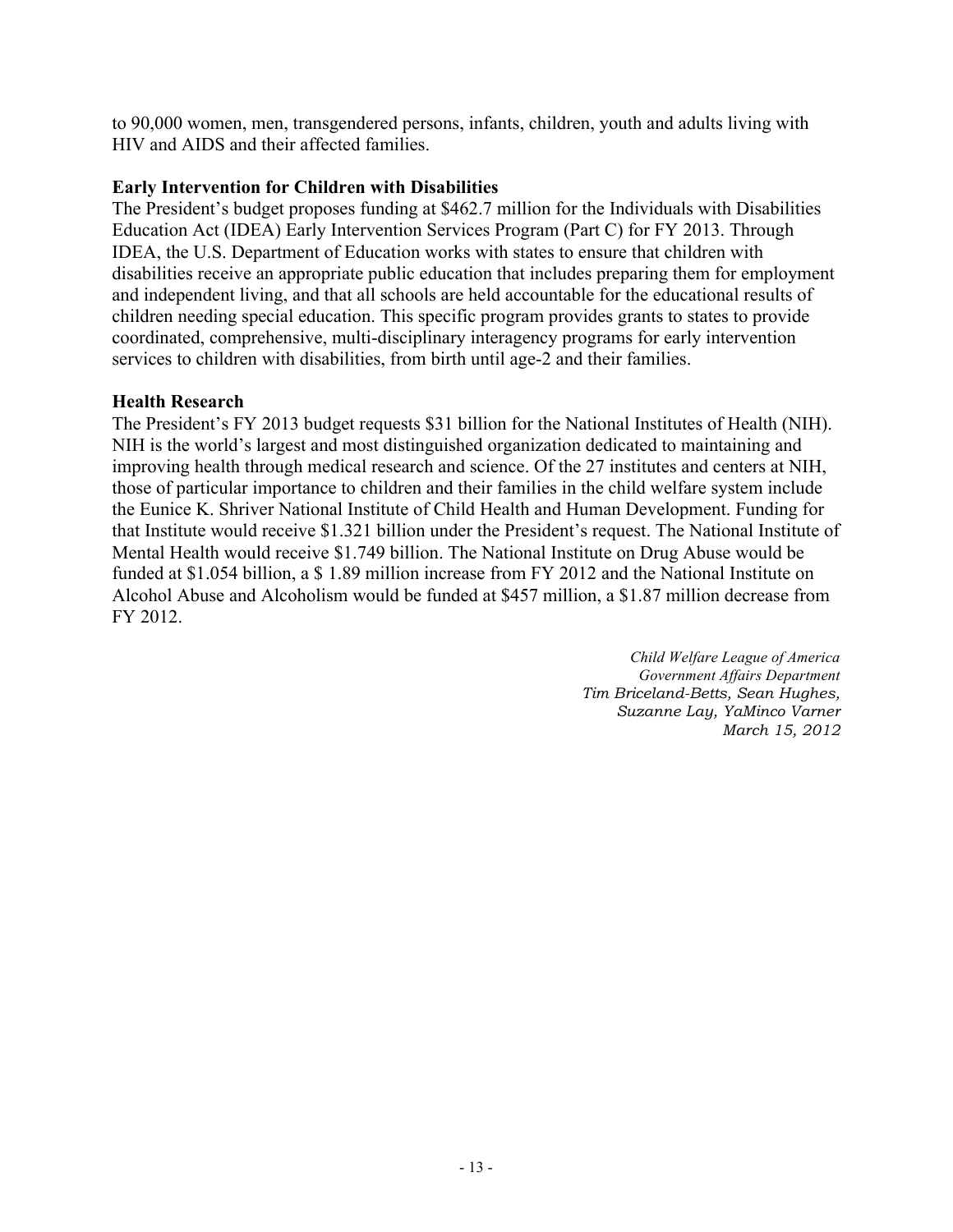to 90,000 women, men, transgendered persons, infants, children, youth and adults living with HIV and AIDS and their affected families.

**Early Intervention for Children with Disabilities**

The President's budget proposes funding at $462.7 million for the Individuals with Disabilities Education Act (IDEA) Early Intervention Services Program (Part C) for FY 2013. Through IDEA, the U.S. Department of Education works with states to ensure that children with disabilities receive an appropriate public education that includes preparing them for employment and independent living, and that all schools are held accountable for the educational results of children needing special education. This specific program provides grants to states to provide coordinated, comprehensive, multi-disciplinary interagency programs for early intervention services to children with disabilities, from birth until age-2 and their families.

**Health Research**

The President's FY 2013 budget requests $31 billion for the National Institutes of Health (NIH). NIH is the world's largest and most distinguished organization dedicated to maintaining and improving health through medical research and science. Of the 27 institutes and centers at NIH, those of particular importance to children and their families in the child welfare system include the Eunice K. Shriver National Institute of Child Health and Human Development. Funding for that Institute would receive $1.321 billion under the President's request. The National Institute of Mental Health would receive $1.749 billion. The National Institute on Drug Abuse would be funded at $1.054 billion, a $ 1.89 million increase from FY 2012 and the National Institute on Alcohol Abuse and Alcoholism would be funded at $457 million, a $1.87 million decrease from FY 2012.

*Child Welfare League of America*
*Government Affairs Department*
*Tim Briceland-Betts, Sean Hughes,*
*Suzanne Lay, YaMinco Varner*
*March 15, 2012*